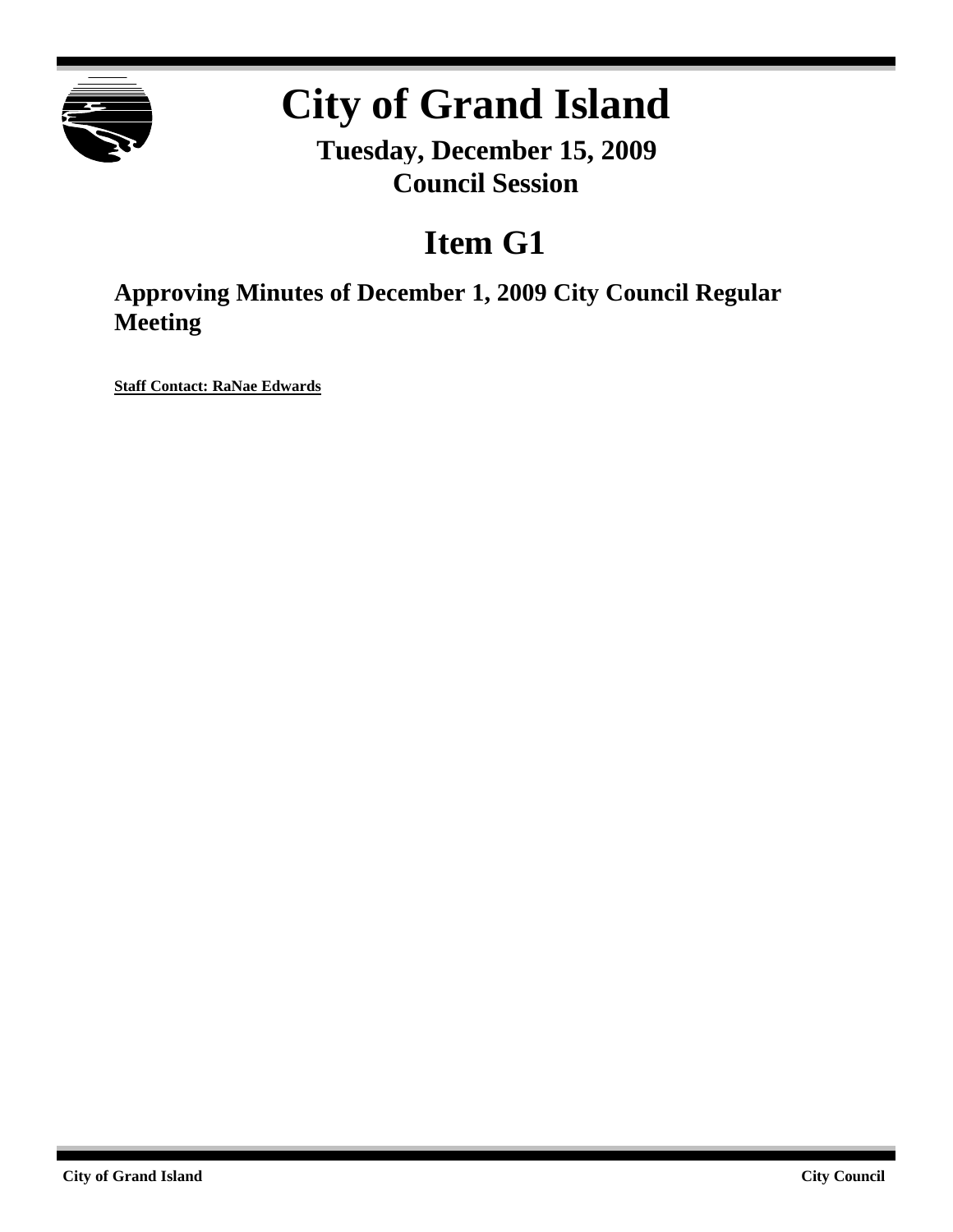# City of Grand Island

**Tuesday, December 15, 2009**
**Council Session**

## Item G1

### Approving Minutes of December 1, 2009 City Council Regular Meeting

**Staff Contact: RaNae Edwards**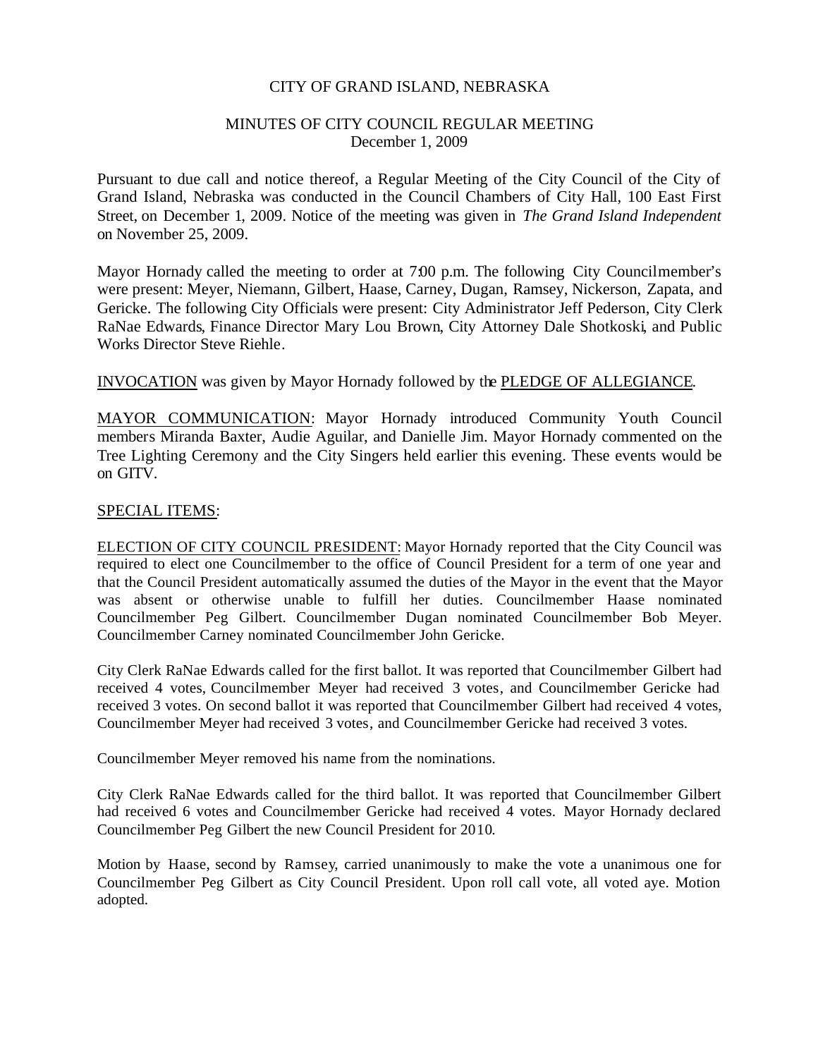CITY OF GRAND ISLAND, NEBRASKA

MINUTES OF CITY COUNCIL REGULAR MEETING
December 1, 2009

Pursuant to due call and notice thereof, a Regular Meeting of the City Council of the City of Grand Island, Nebraska was conducted in the Council Chambers of City Hall, 100 East First Street, on December 1, 2009. Notice of the meeting was given in *The Grand Island Independent* on November 25, 2009.

Mayor Hornady called the meeting to order at 7:00 p.m. The following City Councilmember's were present: Meyer, Niemann, Gilbert, Haase, Carney, Dugan, Ramsey, Nickerson, Zapata, and Gericke. The following City Officials were present: City Administrator Jeff Pederson, City Clerk RaNae Edwards, Finance Director Mary Lou Brown, City Attorney Dale Shotkoski, and Public Works Director Steve Riehle.

INVOCATION was given by Mayor Hornady followed by the PLEDGE OF ALLEGIANCE.

MAYOR COMMUNICATION: Mayor Hornady introduced Community Youth Council members Miranda Baxter, Audie Aguilar, and Danielle Jim. Mayor Hornady commented on the Tree Lighting Ceremony and the City Singers held earlier this evening. These events would be on GITV.

SPECIAL ITEMS:

ELECTION OF CITY COUNCIL PRESIDENT: Mayor Hornady reported that the City Council was required to elect one Councilmember to the office of Council President for a term of one year and that the Council President automatically assumed the duties of the Mayor in the event that the Mayor was absent or otherwise unable to fulfill her duties. Councilmember Haase nominated Councilmember Peg Gilbert. Councilmember Dugan nominated Councilmember Bob Meyer. Councilmember Carney nominated Councilmember John Gericke.

City Clerk RaNae Edwards called for the first ballot. It was reported that Councilmember Gilbert had received 4 votes, Councilmember Meyer had received 3 votes, and Councilmember Gericke had received 3 votes. On second ballot it was reported that Councilmember Gilbert had received 4 votes, Councilmember Meyer had received 3 votes, and Councilmember Gericke had received 3 votes.

Councilmember Meyer removed his name from the nominations.

City Clerk RaNae Edwards called for the third ballot. It was reported that Councilmember Gilbert had received 6 votes and Councilmember Gericke had received 4 votes. Mayor Hornady declared Councilmember Peg Gilbert the new Council President for 2010.

Motion by Haase, second by Ramsey, carried unanimously to make the vote a unanimous one for Councilmember Peg Gilbert as City Council President. Upon roll call vote, all voted aye. Motion adopted.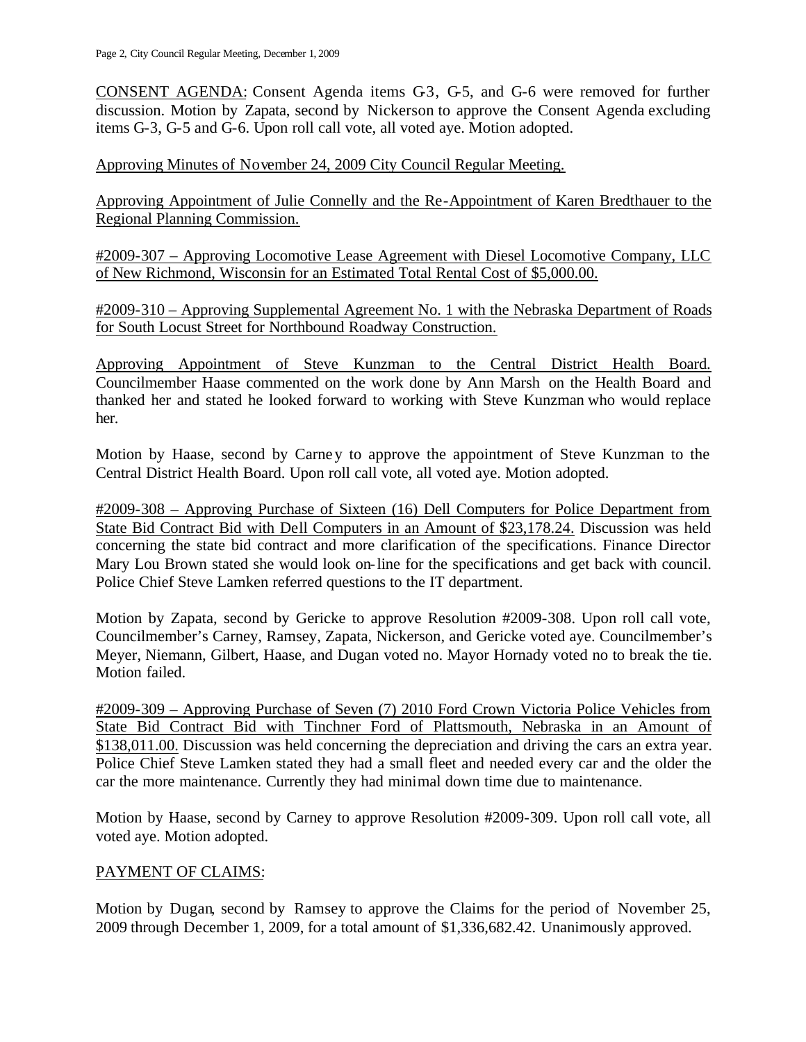CONSENT AGENDA: Consent Agenda items G-3, G-5, and G-6 were removed for further discussion. Motion by Zapata, second by Nickerson to approve the Consent Agenda excluding items G-3, G-5 and G-6. Upon roll call vote, all voted aye. Motion adopted.

Approving Minutes of November 24, 2009 City Council Regular Meeting.

Approving Appointment of Julie Connelly and the Re-Appointment of Karen Bredthauer to the Regional Planning Commission.

#2009-307 – Approving Locomotive Lease Agreement with Diesel Locomotive Company, LLC of New Richmond, Wisconsin for an Estimated Total Rental Cost of $5,000.00.

#2009-310 – Approving Supplemental Agreement No. 1 with the Nebraska Department of Roads for South Locust Street for Northbound Roadway Construction.

Approving Appointment of Steve Kunzman to the Central District Health Board. Councilmember Haase commented on the work done by Ann Marsh on the Health Board and thanked her and stated he looked forward to working with Steve Kunzman who would replace her.

Motion by Haase, second by Carney to approve the appointment of Steve Kunzman to the Central District Health Board. Upon roll call vote, all voted aye. Motion adopted.

#2009-308 – Approving Purchase of Sixteen (16) Dell Computers for Police Department from State Bid Contract Bid with Dell Computers in an Amount of $23,178.24. Discussion was held concerning the state bid contract and more clarification of the specifications. Finance Director Mary Lou Brown stated she would look on-line for the specifications and get back with council. Police Chief Steve Lamken referred questions to the IT department.

Motion by Zapata, second by Gericke to approve Resolution #2009-308. Upon roll call vote, Councilmember's Carney, Ramsey, Zapata, Nickerson, and Gericke voted aye. Councilmember's Meyer, Niemann, Gilbert, Haase, and Dugan voted no. Mayor Hornady voted no to break the tie. Motion failed.

#2009-309 – Approving Purchase of Seven (7) 2010 Ford Crown Victoria Police Vehicles from State Bid Contract Bid with Tinchner Ford of Plattsmouth, Nebraska in an Amount of $138,011.00. Discussion was held concerning the depreciation and driving the cars an extra year. Police Chief Steve Lamken stated they had a small fleet and needed every car and the older the car the more maintenance. Currently they had minimal down time due to maintenance.

Motion by Haase, second by Carney to approve Resolution #2009-309. Upon roll call vote, all voted aye. Motion adopted.

PAYMENT OF CLAIMS:

Motion by Dugan, second by Ramsey to approve the Claims for the period of November 25, 2009 through December 1, 2009, for a total amount of $1,336,682.42. Unanimously approved.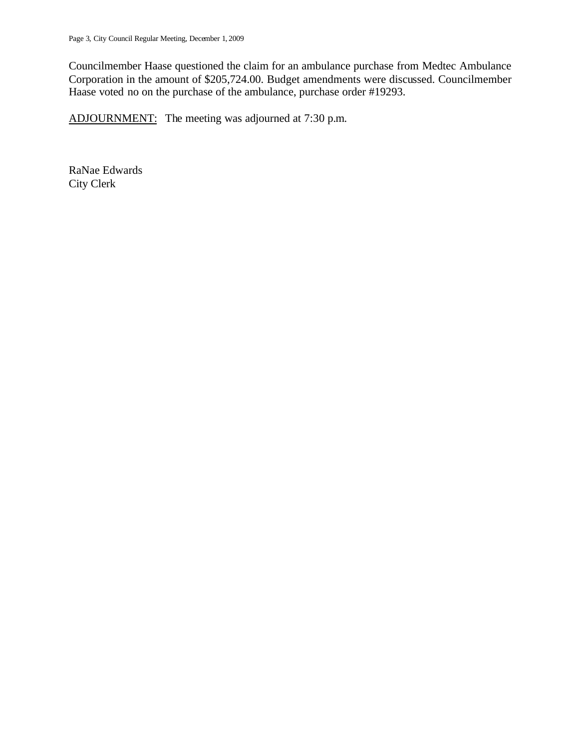Councilmember Haase questioned the claim for an ambulance purchase from Medtec Ambulance Corporation in the amount of $205,724.00. Budget amendments were discussed. Councilmember Haase voted no on the purchase of the ambulance, purchase order #19293.

<u>ADJOURNMENT:</u> The meeting was adjourned at 7:30 p.m.

RaNae Edwards
City Clerk